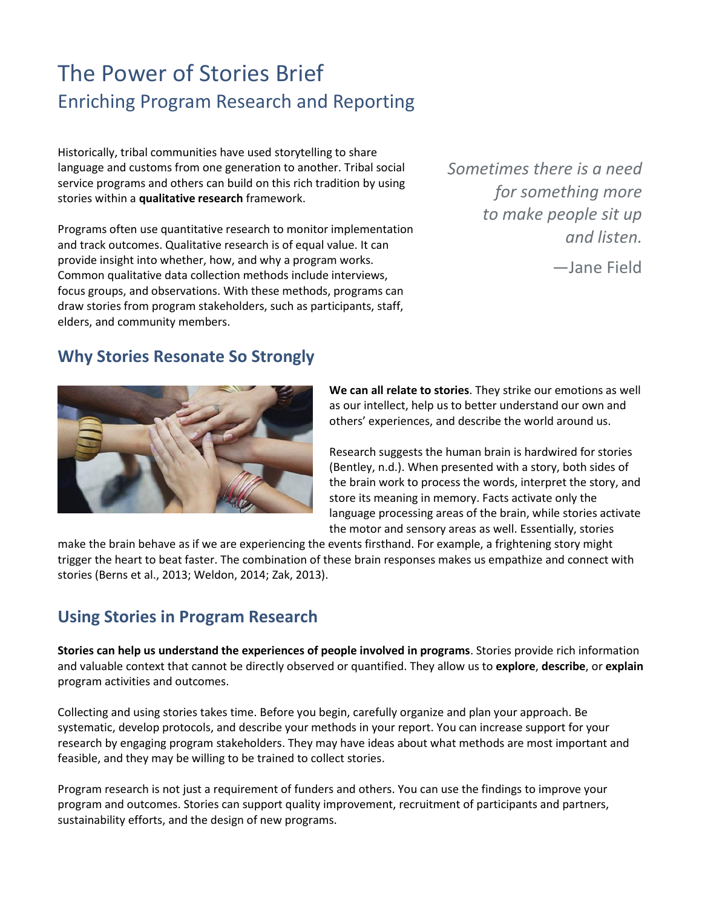# The Power of Stories Brief

## Enriching Program Research and Reporting

Historically, tribal communities have used storytelling to share language and customs from one generation to another. Tribal social service programs and others can build on this rich tradition by using stories within a **qualitative research** framework.

Programs often use quantitative research to monitor implementation and track outcomes. Qualitative research is of equal value. It can provide insight into whether, how, and why a program works. Common qualitative data collection methods include interviews, focus groups, and observations. With these methods, programs can draw stories from program stakeholders, such as participants, staff, elders, and community members.

> *Sometimes there is a need for something more to make people sit up and listen.*
>
> —Jane Field

## Why Stories Resonate So Strongly

**We can all relate to stories**. They strike our emotions as well as our intellect, help us to better understand our own and others' experiences, and describe the world around us.

Research suggests the human brain is hardwired for stories (Bentley, n.d.). When presented with a story, both sides of the brain work to process the words, interpret the story, and store its meaning in memory. Facts activate only the language processing areas of the brain, while stories activate the motor and sensory areas as well. Essentially, stories make the brain behave as if we are experiencing the events firsthand. For example, a frightening story might trigger the heart to beat faster. The combination of these brain responses makes us empathize and connect with stories (Berns et al., 2013; Weldon, 2014; Zak, 2013).

## Using Stories in Program Research

**Stories can help us understand the experiences of people involved in programs**. Stories provide rich information and valuable context that cannot be directly observed or quantified. They allow us to **explore**, **describe**, or **explain** program activities and outcomes.

Collecting and using stories takes time. Before you begin, carefully organize and plan your approach. Be systematic, develop protocols, and describe your methods in your report. You can increase support for your research by engaging program stakeholders. They may have ideas about what methods are most important and feasible, and they may be willing to be trained to collect stories.

Program research is not just a requirement of funders and others. You can use the findings to improve your program and outcomes. Stories can support quality improvement, recruitment of participants and partners, sustainability efforts, and the design of new programs.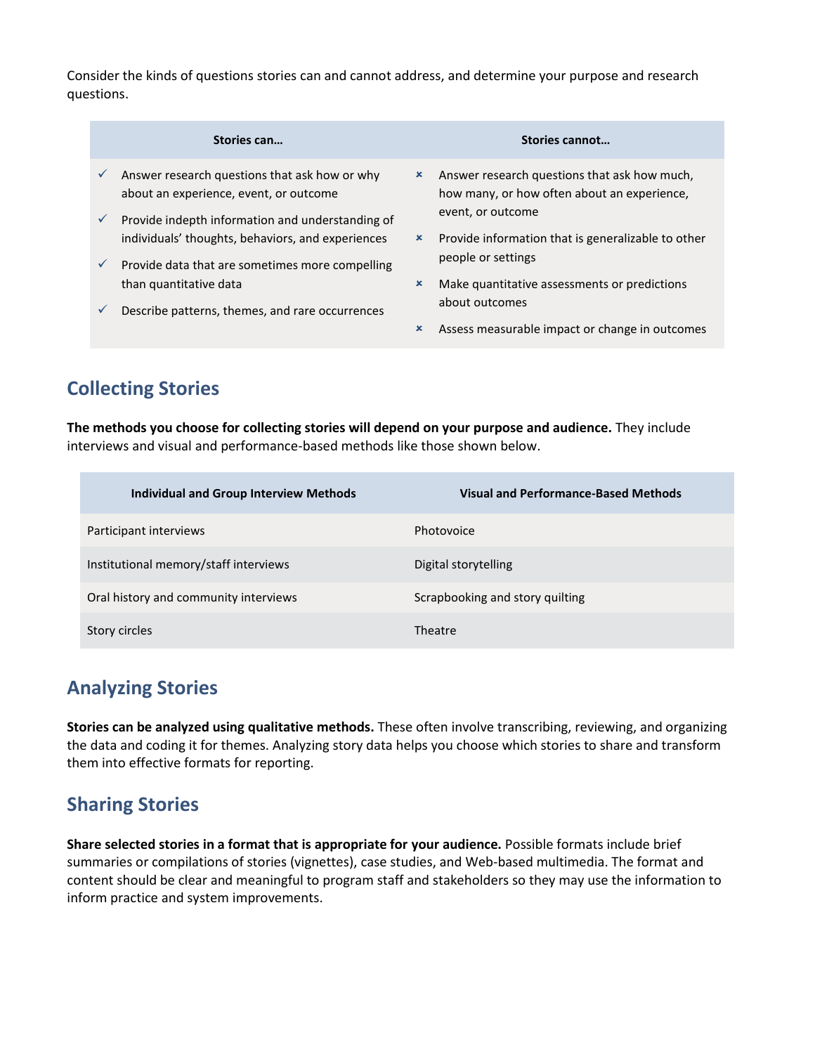Consider the kinds of questions stories can and cannot address, and determine your purpose and research questions.

| Stories can… | Stories cannot… |
| --- | --- |
| ✓ Answer research questions that ask how or why about an experience, event, or outcome<br>✓ Provide indepth information and understanding of individuals' thoughts, behaviors, and experiences<br>✓ Provide data that are sometimes more compelling than quantitative data<br>✓ Describe patterns, themes, and rare occurrences | × Answer research questions that ask how much, how many, or how often about an experience, event, or outcome<br>× Provide information that is generalizable to other people or settings<br>× Make quantitative assessments or predictions about outcomes<br>× Assess measurable impact or change in outcomes |

## Collecting Stories

**The methods you choose for collecting stories will depend on your purpose and audience.** They include interviews and visual and performance-based methods like those shown below.

| Individual and Group Interview Methods | Visual and Performance-Based Methods |
| --- | --- |
| Participant interviews | Photovoice |
| Institutional memory/staff interviews | Digital storytelling |
| Oral history and community interviews | Scrapbooking and story quilting |
| Story circles | Theatre |

## Analyzing Stories

**Stories can be analyzed using qualitative methods.** These often involve transcribing, reviewing, and organizing the data and coding it for themes. Analyzing story data helps you choose which stories to share and transform them into effective formats for reporting.

## Sharing Stories

**Share selected stories in a format that is appropriate for your audience.** Possible formats include brief summaries or compilations of stories (vignettes), case studies, and Web-based multimedia. The format and content should be clear and meaningful to program staff and stakeholders so they may use the information to inform practice and system improvements.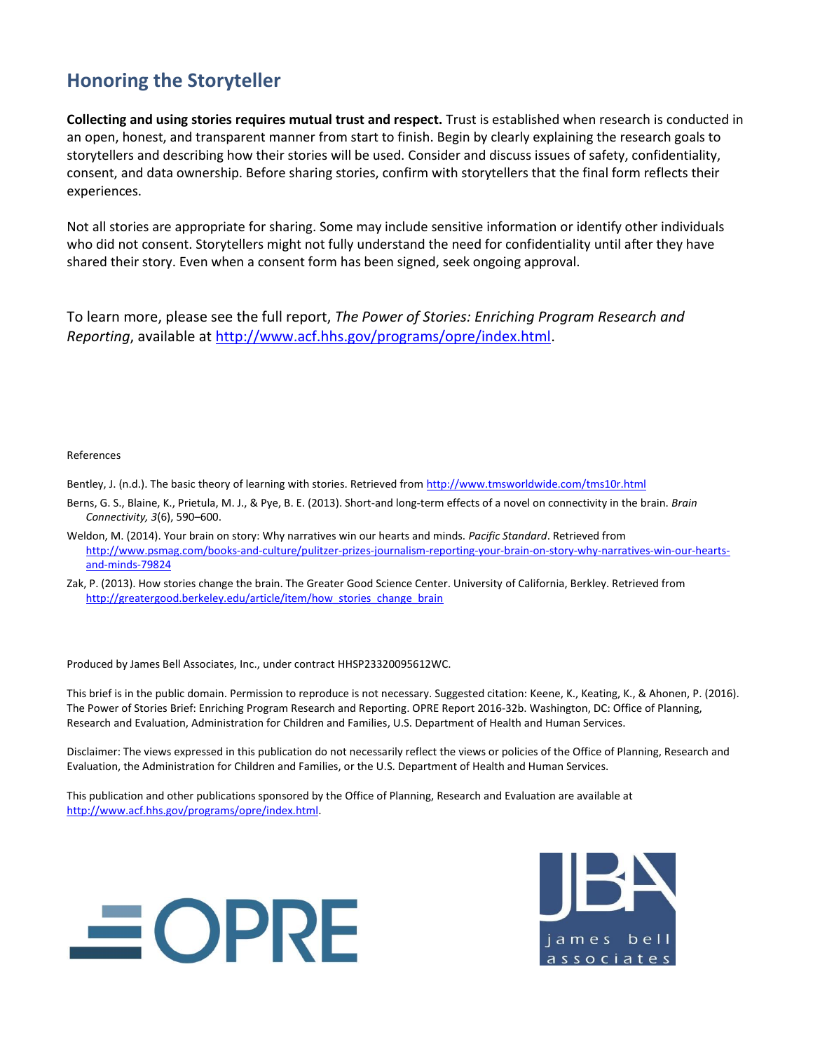## Honoring the Storyteller

**Collecting and using stories requires mutual trust and respect.** Trust is established when research is conducted in an open, honest, and transparent manner from start to finish. Begin by clearly explaining the research goals to storytellers and describing how their stories will be used. Consider and discuss issues of safety, confidentiality, consent, and data ownership. Before sharing stories, confirm with storytellers that the final form reflects their experiences.

Not all stories are appropriate for sharing. Some may include sensitive information or identify other individuals who did not consent. Storytellers might not fully understand the need for confidentiality until after they have shared their story. Even when a consent form has been signed, seek ongoing approval.

To learn more, please see the full report, *The Power of Stories: Enriching Program Research and Reporting*, available at http://www.acf.hhs.gov/programs/opre/index.html.

References

Bentley, J. (n.d.). The basic theory of learning with stories. Retrieved from http://www.tmsworldwide.com/tms10r.html

Berns, G. S., Blaine, K., Prietula, M. J., & Pye, B. E. (2013). Short-and long-term effects of a novel on connectivity in the brain. *Brain Connectivity, 3*(6), 590–600.

Weldon, M. (2014). Your brain on story: Why narratives win our hearts and minds. *Pacific Standard*. Retrieved from http://www.psmag.com/books-and-culture/pulitzer-prizes-journalism-reporting-your-brain-on-story-why-narratives-win-our-hearts-and-minds-79824

Zak, P. (2013). How stories change the brain. The Greater Good Science Center. University of California, Berkley. Retrieved from http://greatergood.berkeley.edu/article/item/how_stories_change_brain

Produced by James Bell Associates, Inc., under contract HHSP23320095612WC.

This brief is in the public domain. Permission to reproduce is not necessary. Suggested citation: Keene, K., Keating, K., & Ahonen, P. (2016). The Power of Stories Brief: Enriching Program Research and Reporting. OPRE Report 2016-32b. Washington, DC: Office of Planning, Research and Evaluation, Administration for Children and Families, U.S. Department of Health and Human Services.

Disclaimer: The views expressed in this publication do not necessarily reflect the views or policies of the Office of Planning, Research and Evaluation, the Administration for Children and Families, or the U.S. Department of Health and Human Services.

This publication and other publications sponsored by the Office of Planning, Research and Evaluation are available at http://www.acf.hhs.gov/programs/opre/index.html.

OPRE

JBA james bell associates